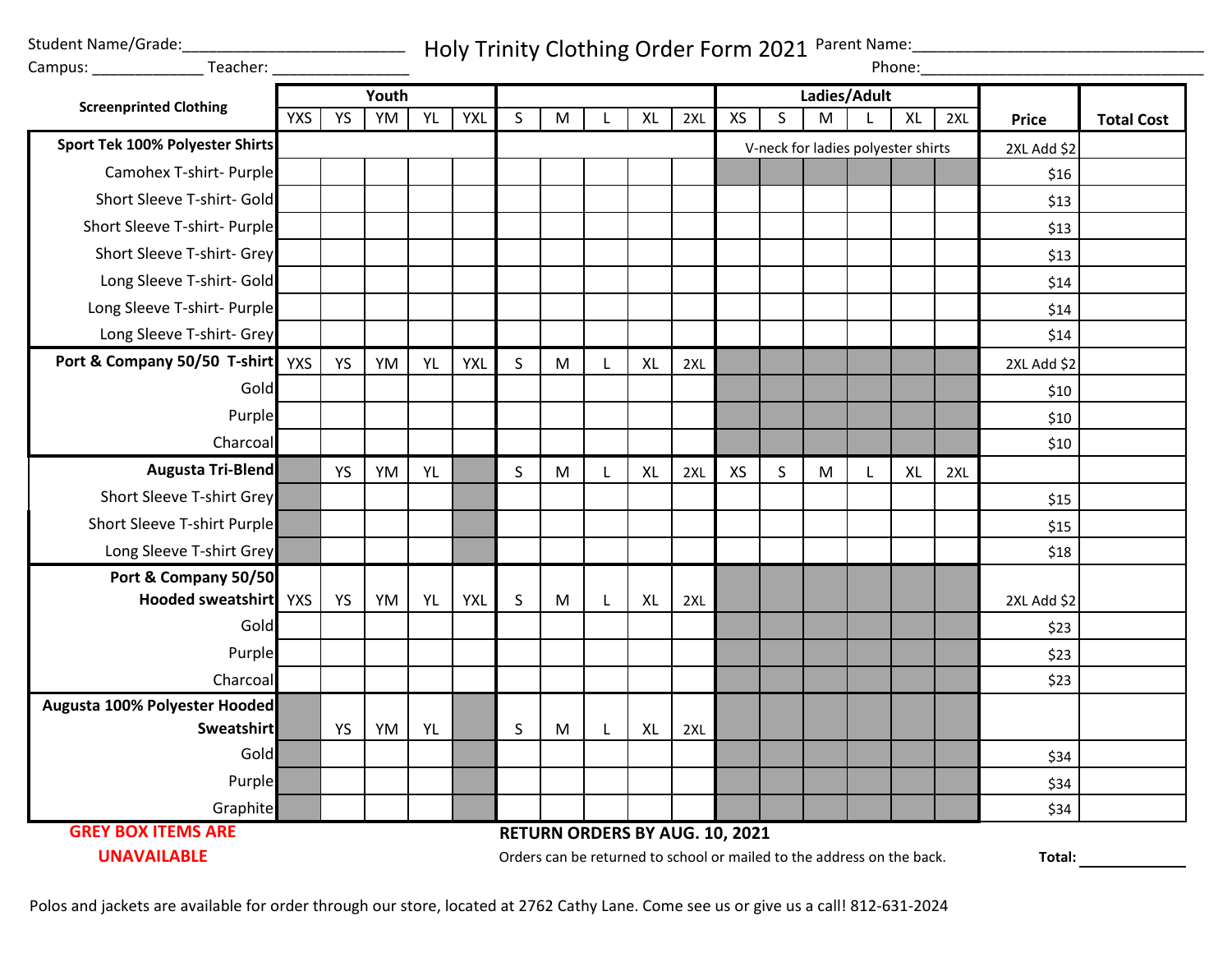Student Name/Grade:_________________________ Campus: _____________ Teacher: ________________

# Holy Trinity Clothing Order Form 2021

Parent Name:_________________________________ Phone:_________________________________

| Screenprinted Clothing | Youth | | | | | | | | | | Ladies/Adult | | | | | | Price | Total Cost |
|---|---|---|---|---|---|---|---|---|---|---|---|---|---|---|---|---|---|---|
| | YXS | YS | YM | YL | YXL | S | M | L | XL | 2XL | XS | S | M | L | XL | 2XL | | |
| **Sport Tek 100% Polyester Shirts** | | | | | | | | | | | V-neck for ladies polyester shirts | | | | | | 2XL Add $2 | |
| Camohex T-shirt- Purple | | | | | | | | | | | | | | | | | $16 | |
| Short Sleeve T-shirt- Gold | | | | | | | | | | | | | | | | | $13 | |
| Short Sleeve T-shirt- Purple | | | | | | | | | | | | | | | | | $13 | |
| Short Sleeve T-shirt- Grey | | | | | | | | | | | | | | | | | $13 | |
| Long Sleeve T-shirt- Gold | | | | | | | | | | | | | | | | | $14 | |
| Long Sleeve T-shirt- Purple | | | | | | | | | | | | | | | | | $14 | |
| Long Sleeve T-shirt- Grey | | | | | | | | | | | | | | | | | $14 | |
| **Port & Company 50/50 T-shirt** | YXS | YS | YM | YL | YXL | S | M | L | XL | 2XL | | | | | | | 2XL Add $2 | |
| Gold | | | | | | | | | | | | | | | | | $10 | |
| Purple | | | | | | | | | | | | | | | | | $10 | |
| Charcoal | | | | | | | | | | | | | | | | | $10 | |
| **Augusta Tri-Blend** | | YS | YM | YL | | S | M | L | XL | 2XL | XS | S | M | L | XL | 2XL | | |
| Short Sleeve T-shirt Grey | | | | | | | | | | | | | | | | | $15 | |
| Short Sleeve T-shirt Purple | | | | | | | | | | | | | | | | | $15 | |
| Long Sleeve T-shirt Grey | | | | | | | | | | | | | | | | | $18 | |
| **Port & Company 50/50 Hooded sweatshirt** | YXS | YS | YM | YL | YXL | S | M | L | XL | 2XL | | | | | | | 2XL Add $2 | |
| Gold | | | | | | | | | | | | | | | | | $23 | |
| Purple | | | | | | | | | | | | | | | | | $23 | |
| Charcoal | | | | | | | | | | | | | | | | | $23 | |
| **Augusta 100% Polyester Hooded Sweatshirt** | | YS | YM | YL | | S | M | L | XL | 2XL | | | | | | | | |
| Gold | | | | | | | | | | | | | | | | | $34 | |
| Purple | | | | | | | | | | | | | | | | | $34 | |
| Graphite | | | | | | | | | | | | | | | | | $34 | |

**GREY BOX ITEMS ARE UNAVAILABLE**

**RETURN ORDERS BY AUG. 10, 2021**

Orders can be returned to school or mailed to the address on the back.

**Total:** _____________

Polos and jackets are available for order through our store, located at 2762 Cathy Lane. Come see us or give us a call! 812-631-2024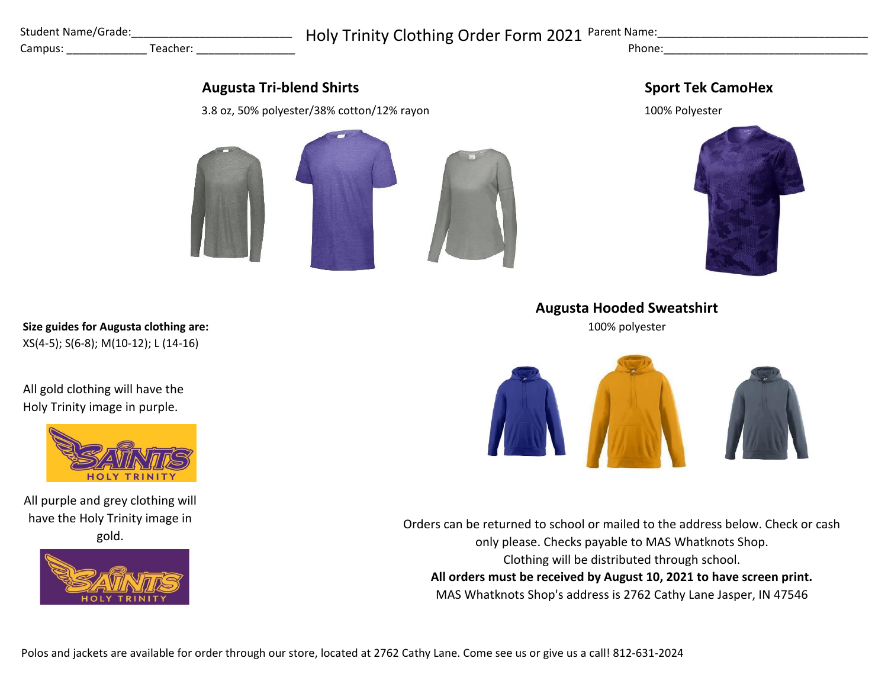Student Name/Grade:_________________________
Campus: _____________ Teacher: ________________

# Holy Trinity Clothing Order Form 2021

Parent Name:_________________________________
Phone:_________________________________

### Augusta Tri-blend Shirts

3.8 oz, 50% polyester/38% cotton/12% rayon

### Sport Tek CamoHex

100% Polyester

### Augusta Hooded Sweatshirt

100% polyester

**Size guides for Augusta clothing are:**
XS(4-5); S(6-8); M(10-12); L (14-16)

All gold clothing will have the Holy Trinity image in purple.

All purple and grey clothing will have the Holy Trinity image in gold.

Orders can be returned to school or mailed to the address below. Check or cash only please. Checks payable to MAS Whatknots Shop.
Clothing will be distributed through school.
**All orders must be received by August 10, 2021 to have screen print.**
MAS Whatknots Shop's address is 2762 Cathy Lane Jasper, IN 47546

Polos and jackets are available for order through our store, located at 2762 Cathy Lane. Come see us or give us a call! 812-631-2024